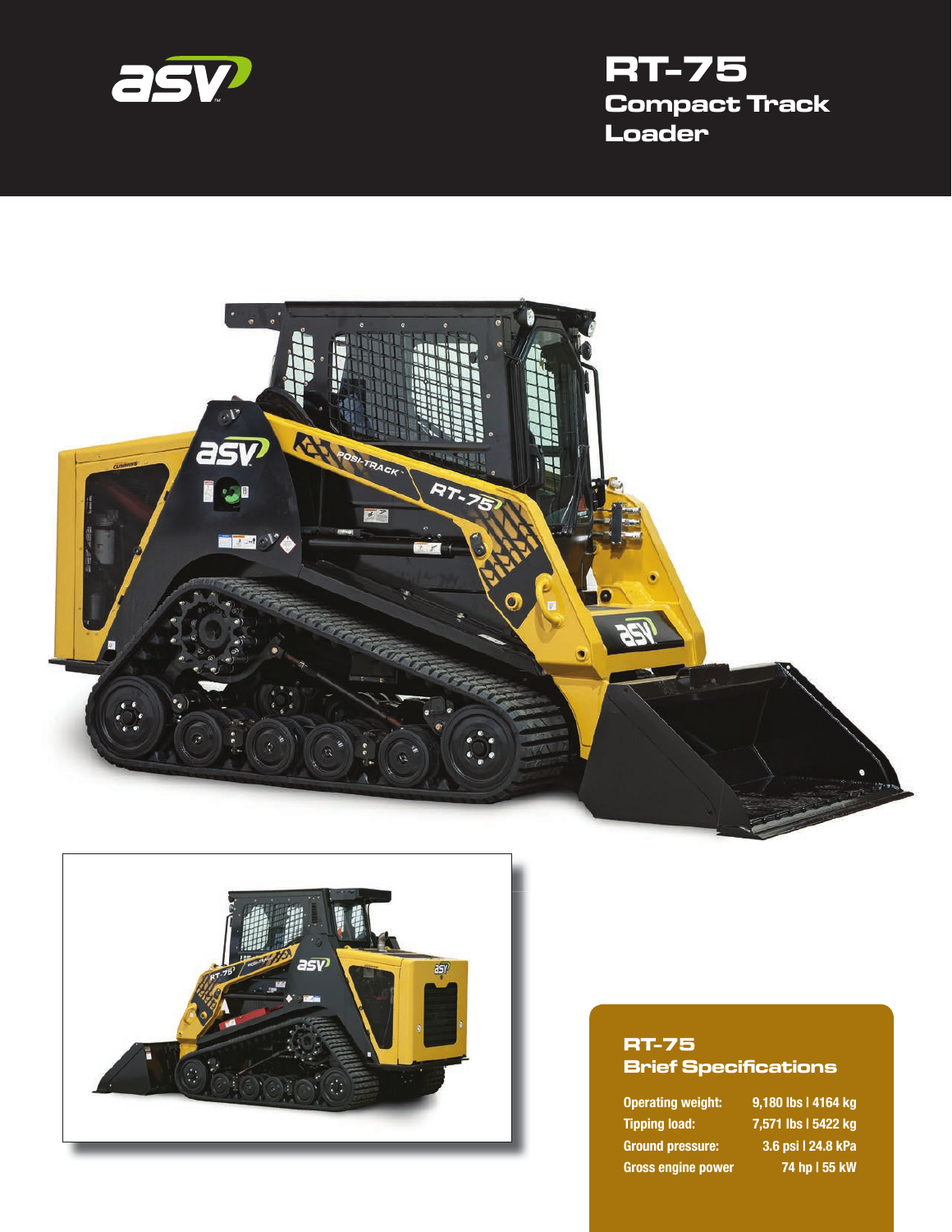# RT-75

## Compact Track Loader

## RT-75 Brief Specifications

| | |
|---|---|
| Operating weight: | 9,180 lbs I 4164 kg |
| Tipping load: | 7,571 lbs I 5422 kg |
| Ground pressure: | 3.6 psi I 24.8 kPa |
| Gross engine power | 74 hp I 55 kW |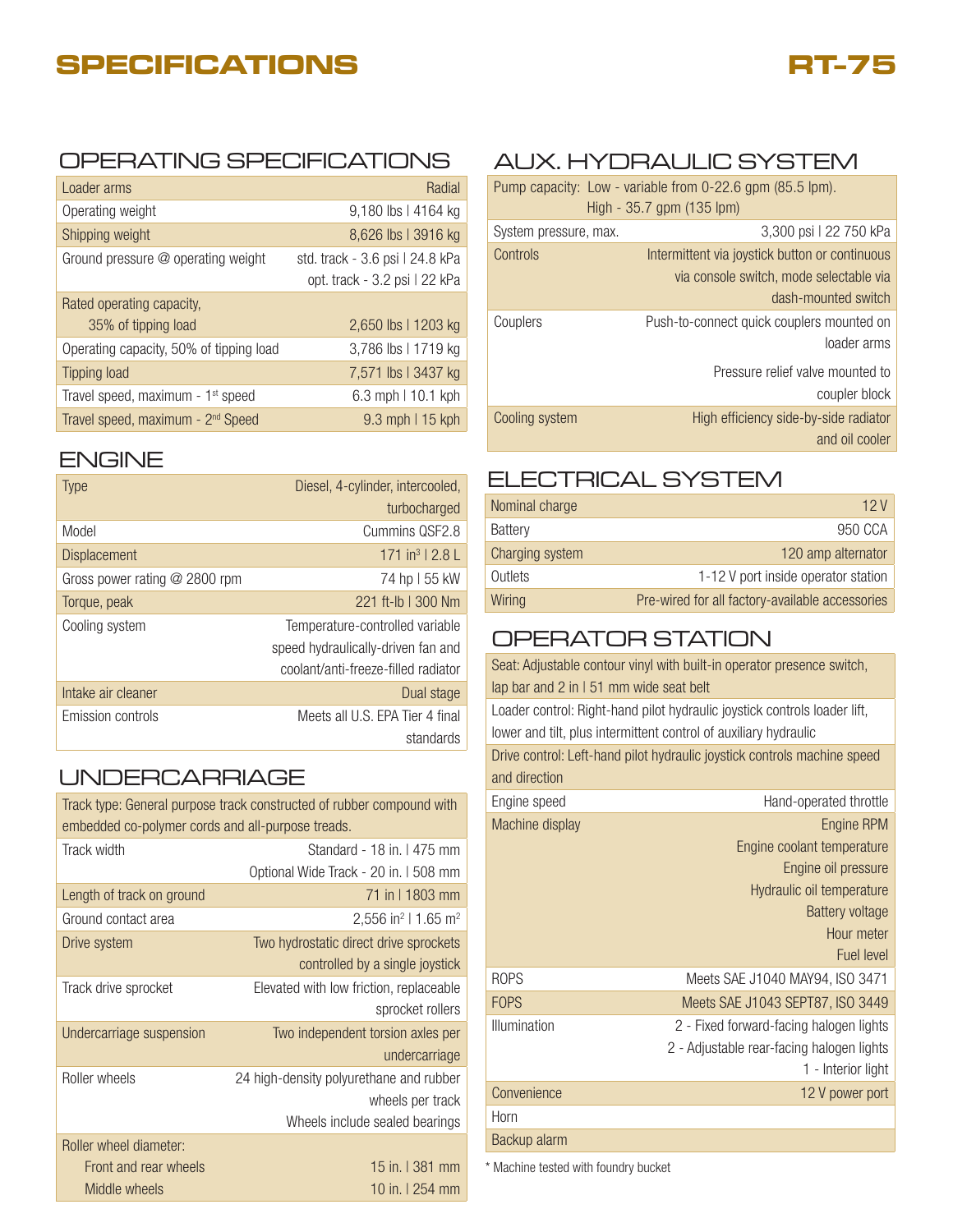# SPECIFICATIONS

# RT-75

## OPERATING SPECIFICATIONS

| | |
|---|---|
| Loader arms | Radial |
| Operating weight | 9,180 lbs \| 4164 kg |
| Shipping weight | 8,626 lbs \| 3916 kg |
| Ground pressure @ operating weight | std. track - 3.6 psi \| 24.8 kPa<br>opt. track - 3.2 psi \| 22 kPa |
| Rated operating capacity, 35% of tipping load | 2,650 lbs \| 1203 kg |
| Operating capacity, 50% of tipping load | 3,786 lbs \| 1719 kg |
| Tipping load | 7,571 lbs \| 3437 kg |
| Travel speed, maximum - 1st speed | 6.3 mph \| 10.1 kph |
| Travel speed, maximum - 2nd Speed | 9.3 mph \| 15 kph |

## ENGINE

| | |
|---|---|
| Type | Diesel, 4-cylinder, intercooled, turbocharged |
| Model | Cummins QSF2.8 |
| Displacement | 171 in$^3$ \| 2.8 L |
| Gross power rating @ 2800 rpm | 74 hp \| 55 kW |
| Torque, peak | 221 ft-lb \| 300 Nm |
| Cooling system | Temperature-controlled variable speed hydraulically-driven fan and coolant/anti-freeze-filled radiator |
| Intake air cleaner | Dual stage |
| Emission controls | Meets all U.S. EPA Tier 4 final standards |

## UNDERCARRIAGE

| | |
|---|---|
| Track type: General purpose track constructed of rubber compound with embedded co-polymer cords and all-purpose treads. | |
| Track width | Standard - 18 in. \| 475 mm<br>Optional Wide Track - 20 in. \| 508 mm |
| Length of track on ground | 71 in \| 1803 mm |
| Ground contact area | 2,556 in$^2$ \| 1.65 m$^2$ |
| Drive system | Two hydrostatic direct drive sprockets controlled by a single joystick |
| Track drive sprocket | Elevated with low friction, replaceable sprocket rollers |
| Undercarriage suspension | Two independent torsion axles per undercarriage |
| Roller wheels | 24 high-density polyurethane and rubber wheels per track<br>Wheels include sealed bearings |
| Roller wheel diameter: | |
| Front and rear wheels | 15 in. \| 381 mm |
| Middle wheels | 10 in. \| 254 mm |

## AUX. HYDRAULIC SYSTEM

| | |
|---|---|
| Pump capacity: Low - variable from 0-22.6 gpm (85.5 lpm).<br>High - 35.7 gpm (135 lpm) | |
| System pressure, max. | 3,300 psi \| 22 750 kPa |
| Controls | Intermittent via joystick button or continuous via console switch, mode selectable via dash-mounted switch |
| Couplers | Push-to-connect quick couplers mounted on loader arms<br>Pressure relief valve mounted to coupler block |
| Cooling system | High efficiency side-by-side radiator and oil cooler |

## ELECTRICAL SYSTEM

| | |
|---|---|
| Nominal charge | 12 V |
| Battery | 950 CCA |
| Charging system | 120 amp alternator |
| Outlets | 1-12 V port inside operator station |
| Wiring | Pre-wired for all factory-available accessories |

## OPERATOR STATION

| | |
|---|---|
| Seat: Adjustable contour vinyl with built-in operator presence switch, lap bar and 2 in \| 51 mm wide seat belt | |
| Loader control: Right-hand pilot hydraulic joystick controls loader lift, lower and tilt, plus intermittent control of auxiliary hydraulic | |
| Drive control: Left-hand pilot hydraulic joystick controls machine speed and direction | |
| Engine speed | Hand-operated throttle |
| Machine display | Engine RPM<br>Engine coolant temperature<br>Engine oil pressure<br>Hydraulic oil temperature<br>Battery voltage<br>Hour meter<br>Fuel level |
| ROPS | Meets SAE J1040 MAY94, ISO 3471 |
| FOPS | Meets SAE J1043 SEPT87, ISO 3449 |
| Illumination | 2 - Fixed forward-facing halogen lights<br>2 - Adjustable rear-facing halogen lights<br>1 - Interior light |
| Convenience | 12 V power port |
| Horn | |
| Backup alarm | |

* Machine tested with foundry bucket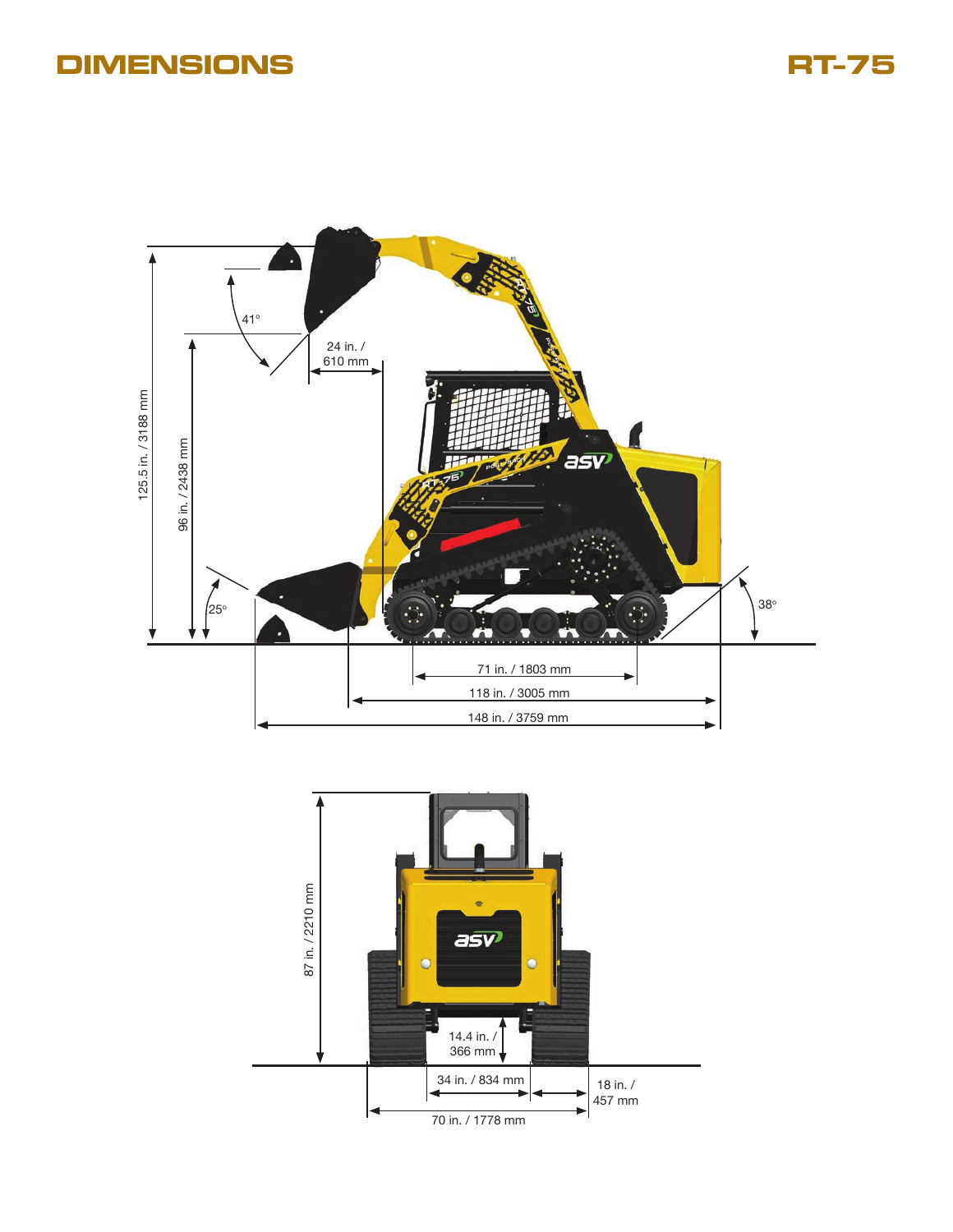# DIMENSIONS

## RT-75

125.5 in. / 3188 mm

96 in. / 2438 mm

41°

24 in. / 610 mm

25°

38°

71 in. / 1803 mm

118 in. / 3005 mm

148 in. / 3759 mm

87 in. / 2210 mm

14.4 in. / 366 mm

34 in. / 834 mm

18 in. / 457 mm

70 in. / 1778 mm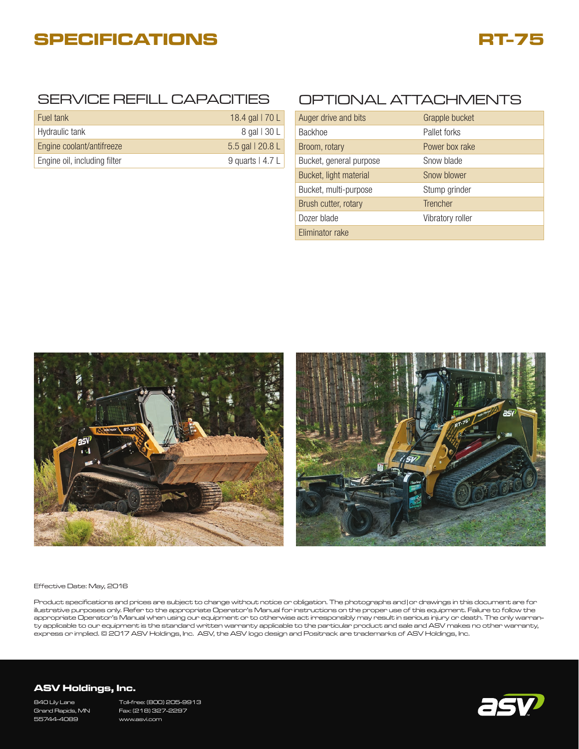# SPECIFICATIONS

RT-75

## SERVICE REFILL CAPACITIES

| | |
|---|---|
| Fuel tank | 18.4 gal \| 70 L |
| Hydraulic tank | 8 gal \| 30 L |
| Engine coolant/antifreeze | 5.5 gal \| 20.8 L |
| Engine oil, including filter | 9 quarts \| 4.7 L |

## OPTIONAL ATTACHMENTS

| | |
|---|---|
| Auger drive and bits | Grapple bucket |
| Backhoe | Pallet forks |
| Broom, rotary | Power box rake |
| Bucket, general purpose | Snow blade |
| Bucket, light material | Snow blower |
| Bucket, multi-purpose | Stump grinder |
| Brush cutter, rotary | Trencher |
| Dozer blade | Vibratory roller |
| Eliminator rake | |

Effective Date: May, 2016

Product specifications and prices are subject to change without notice or obligation. The photographs and|or drawings in this document are for illustrative purposes only. Refer to the appropriate Operator's Manual for instructions on the proper use of this equipment. Failure to follow the appropriate Operator's Manual when using our equipment or to otherwise act irresponsibly may result in serious injury or death. The only warranty applicable to our equipment is the standard written warranty applicable to the particular product and sale and ASV makes no other warranty, express or implied. © 2017 ASV Holdings, Inc. ASV, the ASV logo design and Positrack are trademarks of ASV Holdings, Inc.

**ASV Holdings, Inc.**

840 Lily Lane
Grand Rapids, MN
55744-4089

Toll-free: (800) 205-9913
Fax: (218) 327-2297
www.asvi.com